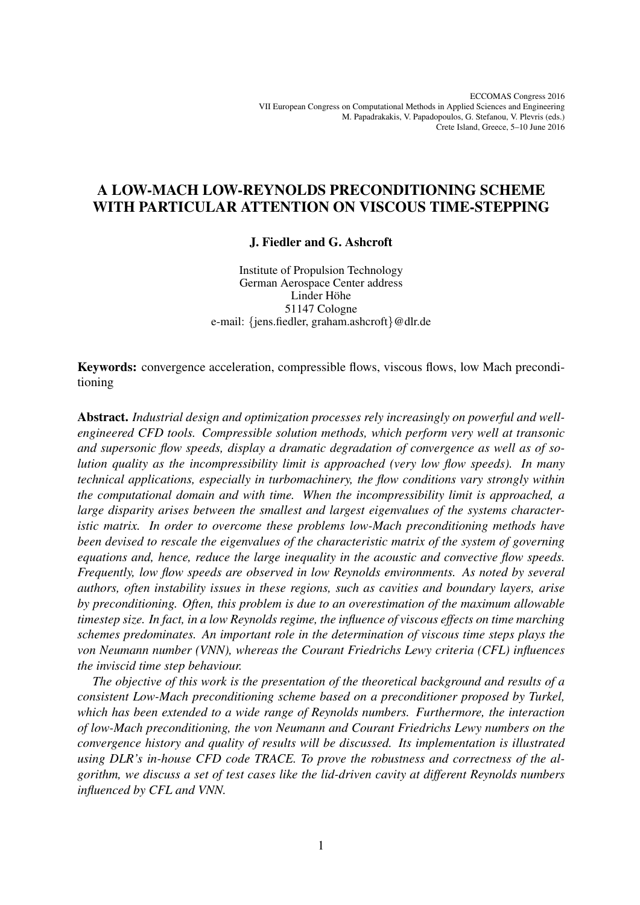ECCOMAS Congress 2016
VII European Congress on Computational Methods in Applied Sciences and Engineering
M. Papadrakakis, V. Papadopoulos, G. Stefanou, V. Plevris (eds.)
Crete Island, Greece, 5–10 June 2016

# A LOW-MACH LOW-REYNOLDS PRECONDITIONING SCHEME WITH PARTICULAR ATTENTION ON VISCOUS TIME-STEPPING

**J. Fiedler and G. Ashcroft**

Institute of Propulsion Technology
German Aerospace Center address
Linder Höhe
51147 Cologne
e-mail: {jens.fiedler, graham.ashcroft}@dlr.de

**Keywords:** convergence acceleration, compressible flows, viscous flows, low Mach preconditioning

**Abstract.** *Industrial design and optimization processes rely increasingly on powerful and well-engineered CFD tools. Compressible solution methods, which perform very well at transonic and supersonic flow speeds, display a dramatic degradation of convergence as well as of solution quality as the incompressibility limit is approached (very low flow speeds). In many technical applications, especially in turbomachinery, the flow conditions vary strongly within the computational domain and with time. When the incompressibility limit is approached, a large disparity arises between the smallest and largest eigenvalues of the systems characteristic matrix. In order to overcome these problems low-Mach preconditioning methods have been devised to rescale the eigenvalues of the characteristic matrix of the system of governing equations and, hence, reduce the large inequality in the acoustic and convective flow speeds. Frequently, low flow speeds are observed in low Reynolds environments. As noted by several authors, often instability issues in these regions, such as cavities and boundary layers, arise by preconditioning. Often, this problem is due to an overestimation of the maximum allowable timestep size. In fact, in a low Reynolds regime, the influence of viscous effects on time marching schemes predominates. An important role in the determination of viscous time steps plays the von Neumann number (VNN), whereas the Courant Friedrichs Lewy criteria (CFL) influences the inviscid time step behaviour.*

*The objective of this work is the presentation of the theoretical background and results of a consistent Low-Mach preconditioning scheme based on a preconditioner proposed by Turkel, which has been extended to a wide range of Reynolds numbers. Furthermore, the interaction of low-Mach preconditioning, the von Neumann and Courant Friedrichs Lewy numbers on the convergence history and quality of results will be discussed. Its implementation is illustrated using DLR's in-house CFD code TRACE. To prove the robustness and correctness of the algorithm, we discuss a set of test cases like the lid-driven cavity at different Reynolds numbers influenced by CFL and VNN.*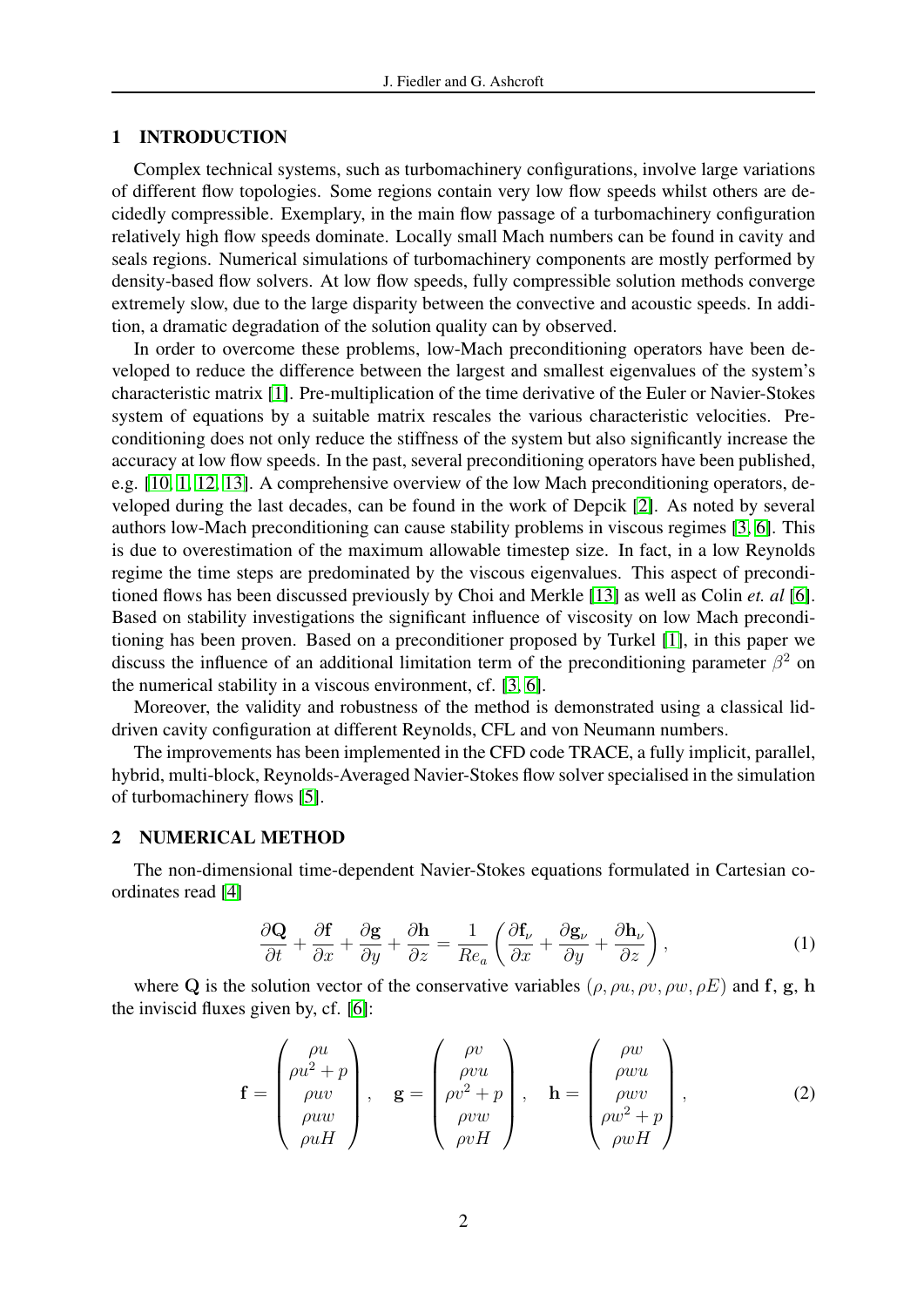## 1 INTRODUCTION

Complex technical systems, such as turbomachinery configurations, involve large variations of different flow topologies. Some regions contain very low flow speeds whilst others are decidedly compressible. Exemplary, in the main flow passage of a turbomachinery configuration relatively high flow speeds dominate. Locally small Mach numbers can be found in cavity and seals regions. Numerical simulations of turbomachinery components are mostly performed by density-based flow solvers. At low flow speeds, fully compressible solution methods converge extremely slow, due to the large disparity between the convective and acoustic speeds. In addition, a dramatic degradation of the solution quality can by observed.

In order to overcome these problems, low-Mach preconditioning operators have been developed to reduce the difference between the largest and smallest eigenvalues of the system's characteristic matrix [1]. Pre-multiplication of the time derivative of the Euler or Navier-Stokes system of equations by a suitable matrix rescales the various characteristic velocities. Preconditioning does not only reduce the stiffness of the system but also significantly increase the accuracy at low flow speeds. In the past, several preconditioning operators have been published, e.g. [10, 1, 12, 13]. A comprehensive overview of the low Mach preconditioning operators, developed during the last decades, can be found in the work of Depcik [2]. As noted by several authors low-Mach preconditioning can cause stability problems in viscous regimes [3, 6]. This is due to overestimation of the maximum allowable timestep size. In fact, in a low Reynolds regime the time steps are predominated by the viscous eigenvalues. This aspect of preconditioned flows has been discussed previously by Choi and Merkle [13] as well as Colin *et. al* [6]. Based on stability investigations the significant influence of viscosity on low Mach preconditioning has been proven. Based on a preconditioner proposed by Turkel [1], in this paper we discuss the influence of an additional limitation term of the preconditioning parameter $\beta^2$ on the numerical stability in a viscous environment, cf. [3, 6].

Moreover, the validity and robustness of the method is demonstrated using a classical lid-driven cavity configuration at different Reynolds, CFL and von Neumann numbers.

The improvements has been implemented in the CFD code TRACE, a fully implicit, parallel, hybrid, multi-block, Reynolds-Averaged Navier-Stokes flow solver specialised in the simulation of turbomachinery flows [5].

## 2 NUMERICAL METHOD

The non-dimensional time-dependent Navier-Stokes equations formulated in Cartesian coordinates read [4]

$$\frac{\partial \mathbf{Q}}{\partial t} + \frac{\partial \mathbf{f}}{\partial x} + \frac{\partial \mathbf{g}}{\partial y} + \frac{\partial \mathbf{h}}{\partial z} = \frac{1}{Re_a}\left(\frac{\partial \mathbf{f}_\nu}{\partial x} + \frac{\partial \mathbf{g}_\nu}{\partial y} + \frac{\partial \mathbf{h}_\nu}{\partial z}\right), \tag{1}$$

where $\mathbf{Q}$ is the solution vector of the conservative variables $(\rho, \rho u, \rho v, \rho w, \rho E)$ and $\mathbf{f}$, $\mathbf{g}$, $\mathbf{h}$ the inviscid fluxes given by, cf. [6]:

$$\mathbf{f} = \begin{pmatrix} \rho u \\ \rho u^2 + p \\ \rho uv \\ \rho uw \\ \rho uH \end{pmatrix}, \quad \mathbf{g} = \begin{pmatrix} \rho v \\ \rho vu \\ \rho v^2 + p \\ \rho vw \\ \rho vH \end{pmatrix}, \quad \mathbf{h} = \begin{pmatrix} \rho w \\ \rho wu \\ \rho wv \\ \rho w^2 + p \\ \rho wH \end{pmatrix}, \tag{2}$$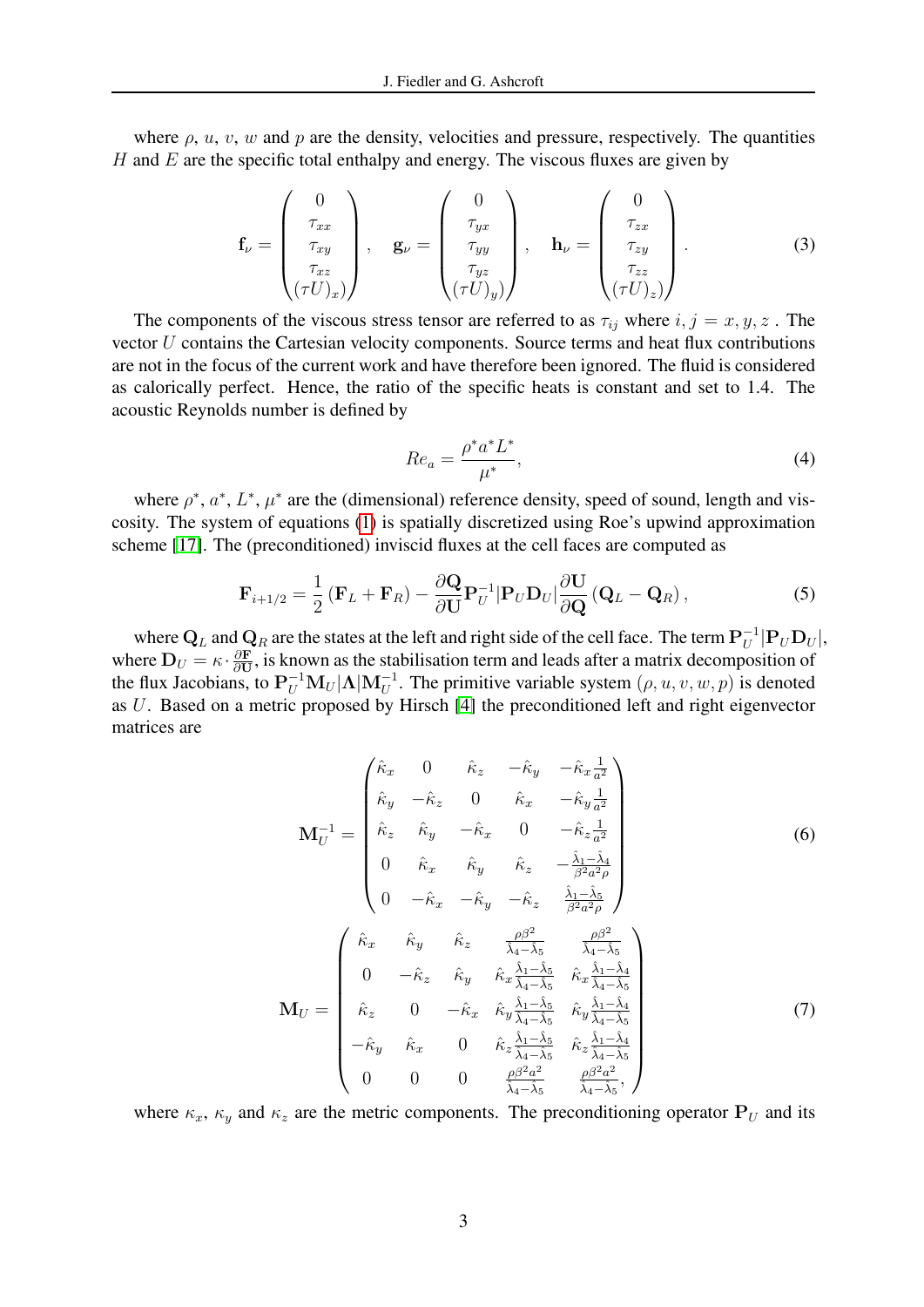where $\rho$, $u$, $v$, $w$ and $p$ are the density, velocities and pressure, respectively. The quantities $H$ and $E$ are the specific total enthalpy and energy. The viscous fluxes are given by

$$
\mathbf{f}_\nu = \begin{pmatrix} 0 \\ \tau_{xx} \\ \tau_{xy} \\ \tau_{xz} \\ (\tau U)_x \end{pmatrix}, \quad \mathbf{g}_\nu = \begin{pmatrix} 0 \\ \tau_{yx} \\ \tau_{yy} \\ \tau_{yz} \\ (\tau U)_y \end{pmatrix}, \quad \mathbf{h}_\nu = \begin{pmatrix} 0 \\ \tau_{zx} \\ \tau_{zy} \\ \tau_{zz} \\ (\tau U)_z \end{pmatrix}. \tag{3}
$$

The components of the viscous stress tensor are referred to as $\tau_{ij}$ where $i, j = x, y, z$ . The vector $U$ contains the Cartesian velocity components. Source terms and heat flux contributions are not in the focus of the current work and have therefore been ignored. The fluid is considered as calorically perfect. Hence, the ratio of the specific heats is constant and set to 1.4. The acoustic Reynolds number is defined by

$$
Re_a = \frac{\rho^* a^* L^*}{\mu^*}, \tag{4}
$$

where $\rho^*$, $a^*$, $L^*$, $\mu^*$ are the (dimensional) reference density, speed of sound, length and viscosity. The system of equations (1) is spatially discretized using Roe's upwind approximation scheme [17]. The (preconditioned) inviscid fluxes at the cell faces are computed as

$$
\mathbf{F}_{i+1/2} = \frac{1}{2}\left(\mathbf{F}_L + \mathbf{F}_R\right) - \frac{\partial \mathbf{Q}}{\partial \mathbf{U}} \mathbf{P}_U^{-1} |\mathbf{P}_U \mathbf{D}_U| \frac{\partial \mathbf{U}}{\partial \mathbf{Q}} \left(\mathbf{Q}_L - \mathbf{Q}_R\right), \tag{5}
$$

where $\mathbf{Q}_L$ and $\mathbf{Q}_R$ are the states at the left and right side of the cell face. The term $\mathbf{P}_U^{-1}|\mathbf{P}_U\mathbf{D}_U|$, where $\mathbf{D}_U = \kappa \cdot \frac{\partial \mathbf{F}}{\partial \mathbf{U}}$, is known as the stabilisation term and leads after a matrix decomposition of the flux Jacobians, to $\mathbf{P}_U^{-1}\mathbf{M}_U|\mathbf{\Lambda}|\mathbf{M}_U^{-1}$. The primitive variable system $(\rho, u, v, w, p)$ is denoted as $U$. Based on a metric proposed by Hirsch [4] the preconditioned left and right eigenvector matrices are

$$
\mathbf{M}_U^{-1} = \begin{pmatrix}
\hat{\kappa}_x & 0 & \hat{\kappa}_z & -\hat{\kappa}_y & -\hat{\kappa}_x \frac{1}{a^2} \\
\hat{\kappa}_y & -\hat{\kappa}_z & 0 & \hat{\kappa}_x & -\hat{\kappa}_y \frac{1}{a^2} \\
\hat{\kappa}_z & \hat{\kappa}_y & -\hat{\kappa}_x & 0 & -\hat{\kappa}_z \frac{1}{a^2} \\
0 & \hat{\kappa}_x & \hat{\kappa}_y & \hat{\kappa}_z & -\frac{\hat{\lambda}_1 - \hat{\lambda}_4}{\beta^2 a^2 \rho} \\
0 & -\hat{\kappa}_x & -\hat{\kappa}_y & -\hat{\kappa}_z & \frac{\hat{\lambda}_1 - \hat{\lambda}_5}{\beta^2 a^2 \rho}
\end{pmatrix} \tag{6}
$$

$$
\mathbf{M}_U = \begin{pmatrix}
\hat{\kappa}_x & \hat{\kappa}_y & \hat{\kappa}_z & \frac{\rho \beta^2}{\hat{\lambda}_4 - \hat{\lambda}_5} & \frac{\rho \beta^2}{\hat{\lambda}_4 - \hat{\lambda}_5} \\
0 & -\hat{\kappa}_z & \hat{\kappa}_y & \hat{\kappa}_x \frac{\hat{\lambda}_1 - \hat{\lambda}_5}{\hat{\lambda}_4 - \hat{\lambda}_5} & \hat{\kappa}_x \frac{\hat{\lambda}_1 - \hat{\lambda}_4}{\hat{\lambda}_4 - \hat{\lambda}_5} \\
\hat{\kappa}_z & 0 & -\hat{\kappa}_x & \hat{\kappa}_y \frac{\hat{\lambda}_1 - \hat{\lambda}_5}{\hat{\lambda}_4 - \hat{\lambda}_5} & \hat{\kappa}_y \frac{\hat{\lambda}_1 - \hat{\lambda}_4}{\hat{\lambda}_4 - \hat{\lambda}_5} \\
-\hat{\kappa}_y & \hat{\kappa}_x & 0 & \hat{\kappa}_z \frac{\hat{\lambda}_1 - \hat{\lambda}_5}{\hat{\lambda}_4 - \hat{\lambda}_5} & \hat{\kappa}_z \frac{\hat{\lambda}_1 - \hat{\lambda}_4}{\hat{\lambda}_4 - \hat{\lambda}_5} \\
0 & 0 & 0 & \frac{\rho \beta^2 a^2}{\hat{\lambda}_4 - \hat{\lambda}_5} & \frac{\rho \beta^2 a^2}{\hat{\lambda}_4 - \hat{\lambda}_5},
\end{pmatrix} \tag{7}
$$

where $\kappa_x$, $\kappa_y$ and $\kappa_z$ are the metric components. The preconditioning operator $\mathbf{P}_U$ and its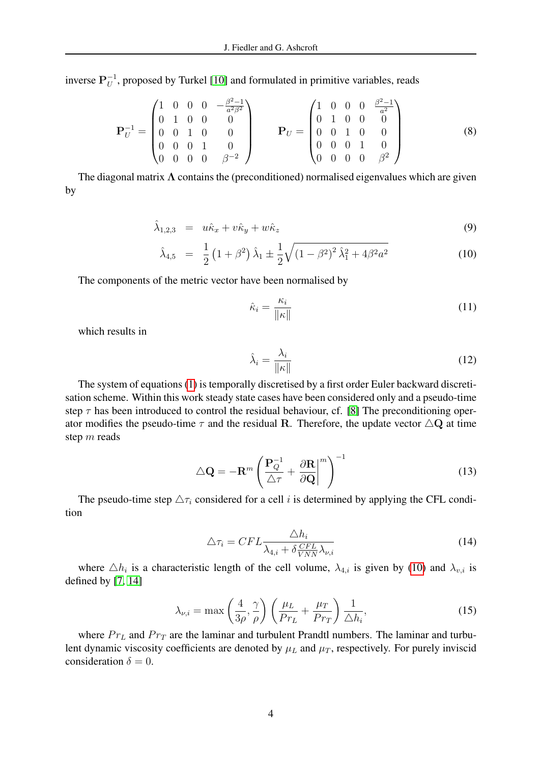inverse $\mathbf{P}_U^{-1}$, proposed by Turkel [10] and formulated in primitive variables, reads

$$\mathbf{P}_U^{-1} = \begin{pmatrix} 1 & 0 & 0 & 0 & -\frac{\beta^2-1}{a^2\beta^2} \\ 0 & 1 & 0 & 0 & 0 \\ 0 & 0 & 1 & 0 & 0 \\ 0 & 0 & 0 & 1 & 0 \\ 0 & 0 & 0 & 0 & \beta^{-2} \end{pmatrix} \qquad \mathbf{P}_U = \begin{pmatrix} 1 & 0 & 0 & 0 & \frac{\beta^2-1}{a^2} \\ 0 & 1 & 0 & 0 & 0 \\ 0 & 0 & 1 & 0 & 0 \\ 0 & 0 & 0 & 1 & 0 \\ 0 & 0 & 0 & 0 & \beta^{2} \end{pmatrix} \tag{8}$$

The diagonal matrix $\mathbf{\Lambda}$ contains the (preconditioned) normalised eigenvalues which are given by

$$\hat{\lambda}_{1,2,3} = u\hat{\kappa}_x + v\hat{\kappa}_y + w\hat{\kappa}_z \tag{9}$$

$$\hat{\lambda}_{4,5} = \frac{1}{2}\left(1+\beta^2\right)\hat{\lambda}_1 \pm \frac{1}{2}\sqrt{\left(1-\beta^2\right)^2\hat{\lambda}_1^2 + 4\beta^2 a^2} \tag{10}$$

The components of the metric vector have been normalised by

$$\hat{\kappa}_i = \frac{\kappa_i}{\|\kappa\|} \tag{11}$$

which results in

$$\hat{\lambda}_i = \frac{\lambda_i}{\|\kappa\|} \tag{12}$$

The system of equations (1) is temporally discretised by a first order Euler backward discretisation scheme. Within this work steady state cases have been considered only and a pseudo-time step $\tau$ has been introduced to control the residual behaviour, cf. [8] The preconditioning operator modifies the pseudo-time $\tau$ and the residual $\mathbf{R}$. Therefore, the update vector $\triangle\mathbf{Q}$ at time step $m$ reads

$$\triangle\mathbf{Q} = -\mathbf{R}^m\left(\frac{\mathbf{P}_Q^{-1}}{\triangle\tau} + \frac{\partial\mathbf{R}}{\partial\mathbf{Q}}\bigg|^m\right)^{-1} \tag{13}$$

The pseudo-time step $\triangle\tau_i$ considered for a cell $i$ is determined by applying the CFL condition

$$\triangle\tau_i = CFL\frac{\triangle h_i}{\lambda_{4,i} + \delta\frac{CFL}{VNN}\lambda_{\nu,i}} \tag{14}$$

where $\triangle h_i$ is a characteristic length of the cell volume, $\lambda_{4,i}$ is given by (10) and $\lambda_{v,i}$ is defined by [7, 14]

$$\lambda_{\nu,i} = \max\left(\frac{4}{3\rho}, \frac{\gamma}{\rho}\right)\left(\frac{\mu_L}{Pr_L} + \frac{\mu_T}{Pr_T}\right)\frac{1}{\triangle h_i}, \tag{15}$$

where $Pr_L$ and $Pr_T$ are the laminar and turbulent Prandtl numbers. The laminar and turbulent dynamic viscosity coefficients are denoted by $\mu_L$ and $\mu_T$, respectively. For purely inviscid consideration $\delta = 0$.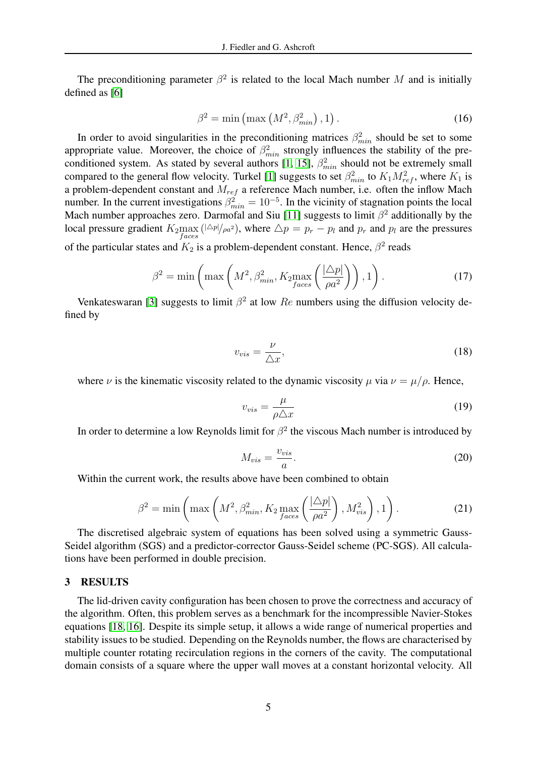The preconditioning parameter $\beta^2$ is related to the local Mach number $M$ and is initially defined as [6]

$$\beta^2 = \min\left(\max\left(M^2, \beta_{min}^2\right), 1\right). \tag{16}$$

In order to avoid singularities in the preconditioning matrices $\beta_{min}^2$ should be set to some appropriate value. Moreover, the choice of $\beta_{min}^2$ strongly influences the stability of the preconditioned system. As stated by several authors [1, 15], $\beta_{min}^2$ should not be extremely small compared to the general flow velocity. Turkel [1] suggests to set $\beta_{min}^2$ to $K_1 M_{ref}^2$, where $K_1$ is a problem-dependent constant and $M_{ref}$ a reference Mach number, i.e. often the inflow Mach number. In the current investigations $\beta_{min}^2 = 10^{-5}$. In the vicinity of stagnation points the local Mach number approaches zero. Darmofal and Siu [11] suggests to limit $\beta^2$ additionally by the local pressure gradient $K_2 \max_{faces} (|\triangle p|/\rho a^2)$, where $\triangle p = p_r - p_l$ and $p_r$ and $p_l$ are the pressures of the particular states and $K_2$ is a problem-dependent constant. Hence, $\beta^2$ reads

$$\beta^2 = \min\left(\max\left(M^2, \beta_{min}^2, K_2 \max_{faces}\left(\frac{|\triangle p|}{\rho a^2}\right)\right), 1\right). \tag{17}$$

Venkateswaran [3] suggests to limit $\beta^2$ at low $Re$ numbers using the diffusion velocity defined by

$$v_{vis} = \frac{\nu}{\triangle x}, \tag{18}$$

where $\nu$ is the kinematic viscosity related to the dynamic viscosity $\mu$ via $\nu = \mu/\rho$. Hence,

$$v_{vis} = \frac{\mu}{\rho \triangle x} \tag{19}$$

In order to determine a low Reynolds limit for $\beta^2$ the viscous Mach number is introduced by

$$M_{vis} = \frac{v_{vis}}{a}. \tag{20}$$

Within the current work, the results above have been combined to obtain

$$\beta^2 = \min\left(\max\left(M^2, \beta_{min}^2, K_2 \max_{faces}\left(\frac{|\triangle p|}{\rho a^2}\right), M_{vis}^2\right), 1\right). \tag{21}$$

The discretised algebraic system of equations has been solved using a symmetric Gauss-Seidel algorithm (SGS) and a predictor-corrector Gauss-Seidel scheme (PC-SGS). All calculations have been performed in double precision.

## 3 RESULTS

The lid-driven cavity configuration has been chosen to prove the correctness and accuracy of the algorithm. Often, this problem serves as a benchmark for the incompressible Navier-Stokes equations [18, 16]. Despite its simple setup, it allows a wide range of numerical properties and stability issues to be studied. Depending on the Reynolds number, the flows are characterised by multiple counter rotating recirculation regions in the corners of the cavity. The computational domain consists of a square where the upper wall moves at a constant horizontal velocity. All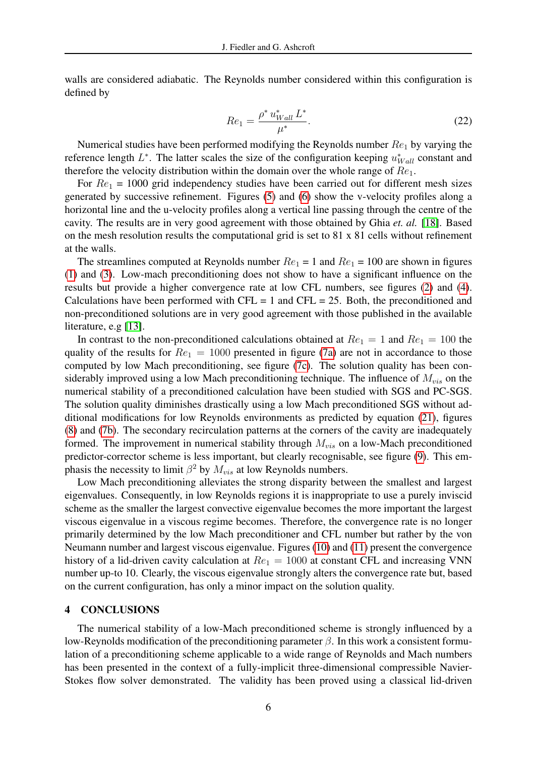walls are considered adiabatic. The Reynolds number considered within this configuration is defined by

$$Re_1 = \frac{\rho^* \, u^*_{Wall} \, L^*}{\mu^*}. \tag{22}$$

Numerical studies have been performed modifying the Reynolds number $Re_1$ by varying the reference length $L^*$. The latter scales the size of the configuration keeping $u^*_{Wall}$ constant and therefore the velocity distribution within the domain over the whole range of $Re_1$.

For $Re_1$ = 1000 grid independency studies have been carried out for different mesh sizes generated by successive refinement. Figures (5) and (6) show the v-velocity profiles along a horizontal line and the u-velocity profiles along a vertical line passing through the centre of the cavity. The results are in very good agreement with those obtained by Ghia *et. al.* [18]. Based on the mesh resolution results the computational grid is set to 81 x 81 cells without refinement at the walls.

The streamlines computed at Reynolds number $Re_1$ = 1 and $Re_1$ = 100 are shown in figures (1) and (3). Low-mach preconditioning does not show to have a significant influence on the results but provide a higher convergence rate at low CFL numbers, see figures (2) and (4). Calculations have been performed with CFL = 1 and CFL = 25. Both, the preconditioned and non-preconditioned solutions are in very good agreement with those published in the available literature, e.g [13].

In contrast to the non-preconditioned calculations obtained at $Re_1 = 1$ and $Re_1 = 100$ the quality of the results for $Re_1 = 1000$ presented in figure (7a) are not in accordance to those computed by low Mach preconditioning, see figure (7c). The solution quality has been considerably improved using a low Mach preconditioning technique. The influence of $M_{vis}$ on the numerical stability of a preconditioned calculation have been studied with SGS and PC-SGS. The solution quality diminishes drastically using a low Mach preconditioned SGS without additional modifications for low Reynolds environments as predicted by equation (21), figures (8) and (7b). The secondary recirculation patterns at the corners of the cavity are inadequately formed. The improvement in numerical stability through $M_{vis}$ on a low-Mach preconditioned predictor-corrector scheme is less important, but clearly recognisable, see figure (9). This emphasis the necessity to limit $\beta^2$ by $M_{vis}$ at low Reynolds numbers.

Low Mach preconditioning alleviates the strong disparity between the smallest and largest eigenvalues. Consequently, in low Reynolds regions it is inappropriate to use a purely inviscid scheme as the smaller the largest convective eigenvalue becomes the more important the largest viscous eigenvalue in a viscous regime becomes. Therefore, the convergence rate is no longer primarily determined by the low Mach preconditioner and CFL number but rather by the von Neumann number and largest viscous eigenvalue. Figures (10) and (11) present the convergence history of a lid-driven cavity calculation at $Re_1 = 1000$ at constant CFL and increasing VNN number up-to 10. Clearly, the viscous eigenvalue strongly alters the convergence rate but, based on the current configuration, has only a minor impact on the solution quality.

## 4 CONCLUSIONS

The numerical stability of a low-Mach preconditioned scheme is strongly influenced by a low-Reynolds modification of the preconditioning parameter $\beta$. In this work a consistent formulation of a preconditioning scheme applicable to a wide range of Reynolds and Mach numbers has been presented in the context of a fully-implicit three-dimensional compressible Navier-Stokes flow solver demonstrated. The validity has been proved using a classical lid-driven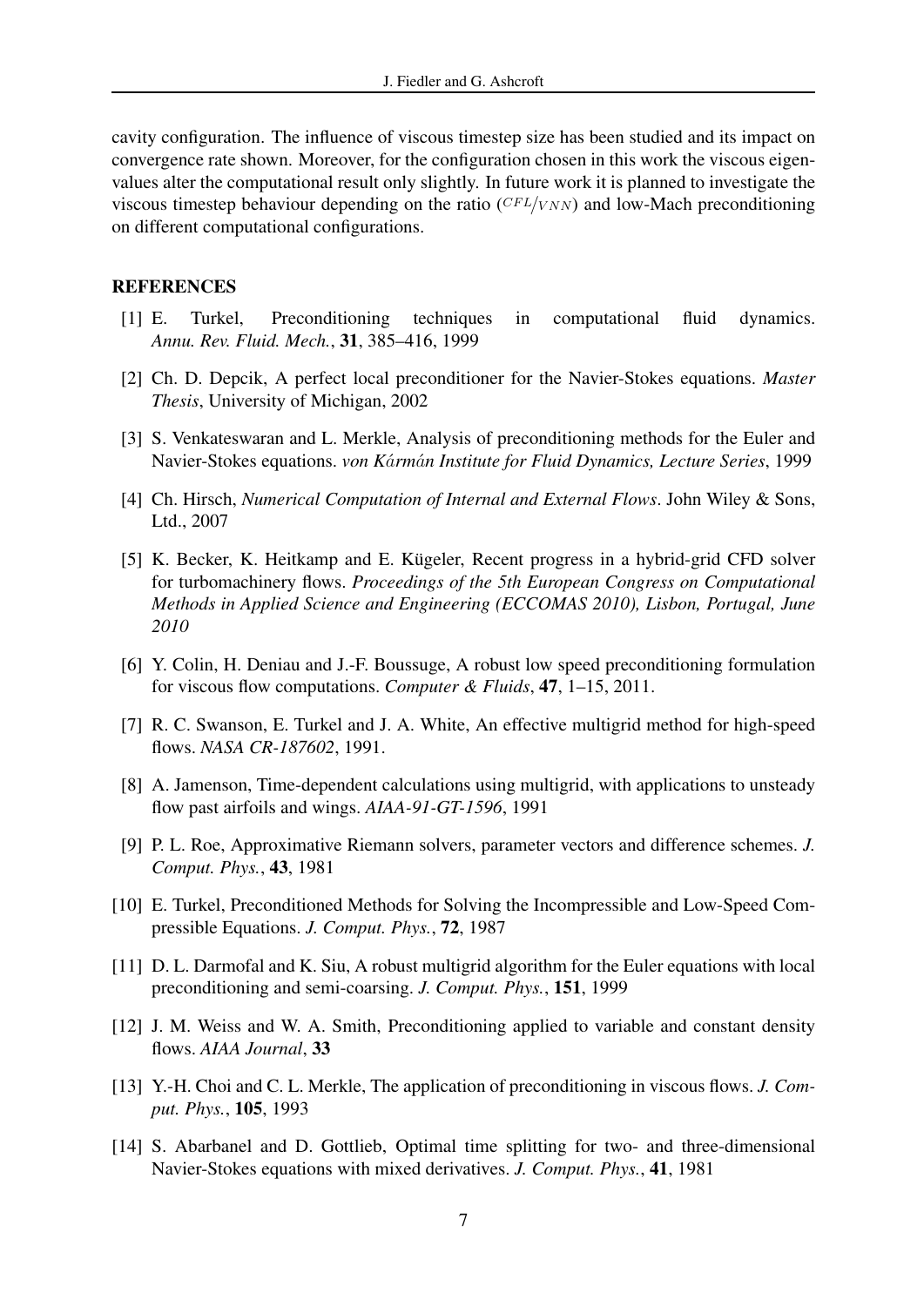cavity configuration. The influence of viscous timestep size has been studied and its impact on convergence rate shown. Moreover, for the configuration chosen in this work the viscous eigenvalues alter the computational result only slightly. In future work it is planned to investigate the viscous timestep behaviour depending on the ratio ($CFL/VNN$) and low-Mach preconditioning on different computational configurations.

## REFERENCES

[1] E. Turkel, Preconditioning techniques in computational fluid dynamics. *Annu. Rev. Fluid. Mech.*, **31**, 385–416, 1999

[2] Ch. D. Depcik, A perfect local preconditioner for the Navier-Stokes equations. *Master Thesis*, University of Michigan, 2002

[3] S. Venkateswaran and L. Merkle, Analysis of preconditioning methods for the Euler and Navier-Stokes equations. *von Kármán Institute for Fluid Dynamics, Lecture Series*, 1999

[4] Ch. Hirsch, *Numerical Computation of Internal and External Flows*. John Wiley & Sons, Ltd., 2007

[5] K. Becker, K. Heitkamp and E. Kügeler, Recent progress in a hybrid-grid CFD solver for turbomachinery flows. *Proceedings of the 5th European Congress on Computational Methods in Applied Science and Engineering (ECCOMAS 2010), Lisbon, Portugal, June 2010*

[6] Y. Colin, H. Deniau and J.-F. Boussuge, A robust low speed preconditioning formulation for viscous flow computations. *Computer & Fluids*, **47**, 1–15, 2011.

[7] R. C. Swanson, E. Turkel and J. A. White, An effective multigrid method for high-speed flows. *NASA CR-187602*, 1991.

[8] A. Jamenson, Time-dependent calculations using multigrid, with applications to unsteady flow past airfoils and wings. *AIAA-91-GT-1596*, 1991

[9] P. L. Roe, Approximative Riemann solvers, parameter vectors and difference schemes. *J. Comput. Phys.*, **43**, 1981

[10] E. Turkel, Preconditioned Methods for Solving the Incompressible and Low-Speed Compressible Equations. *J. Comput. Phys.*, **72**, 1987

[11] D. L. Darmofal and K. Siu, A robust multigrid algorithm for the Euler equations with local preconditioning and semi-coarsing. *J. Comput. Phys.*, **151**, 1999

[12] J. M. Weiss and W. A. Smith, Preconditioning applied to variable and constant density flows. *AIAA Journal*, **33**

[13] Y.-H. Choi and C. L. Merkle, The application of preconditioning in viscous flows. *J. Comput. Phys.*, **105**, 1993

[14] S. Abarbanel and D. Gottlieb, Optimal time splitting for two- and three-dimensional Navier-Stokes equations with mixed derivatives. *J. Comput. Phys.*, **41**, 1981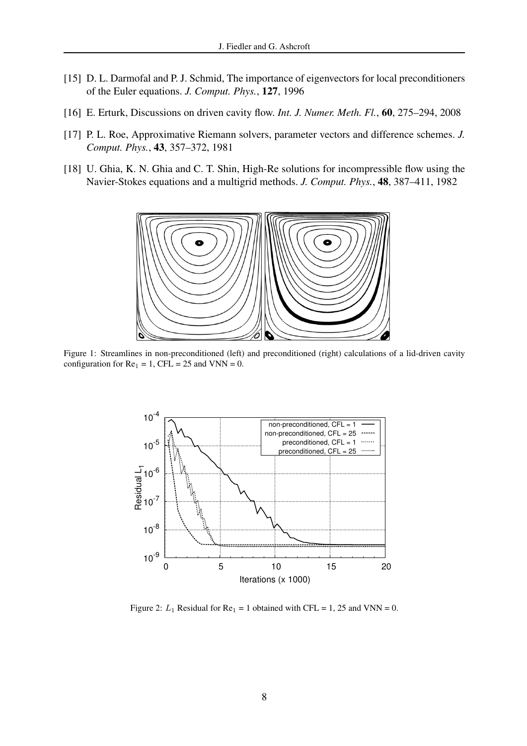[15] D. L. Darmofal and P. J. Schmid, The importance of eigenvectors for local preconditioners of the Euler equations. *J. Comput. Phys.*, **127**, 1996

[16] E. Erturk, Discussions on driven cavity flow. *Int. J. Numer. Meth. Fl.*, **60**, 275–294, 2008

[17] P. L. Roe, Approximative Riemann solvers, parameter vectors and difference schemes. *J. Comput. Phys.*, **43**, 357–372, 1981

[18] U. Ghia, K. N. Ghia and C. T. Shin, High-Re solutions for incompressible flow using the Navier-Stokes equations and a multigrid methods. *J. Comput. Phys.*, **48**, 387–411, 1982

Figure 1: Streamlines in non-preconditioned (left) and preconditioned (right) calculations of a lid-driven cavity configuration for $\mathrm{Re}_1 = 1$, CFL = 25 and VNN = 0.

Figure 2: $L_1$ Residual for $\mathrm{Re}_1 = 1$ obtained with CFL = 1, 25 and VNN = 0.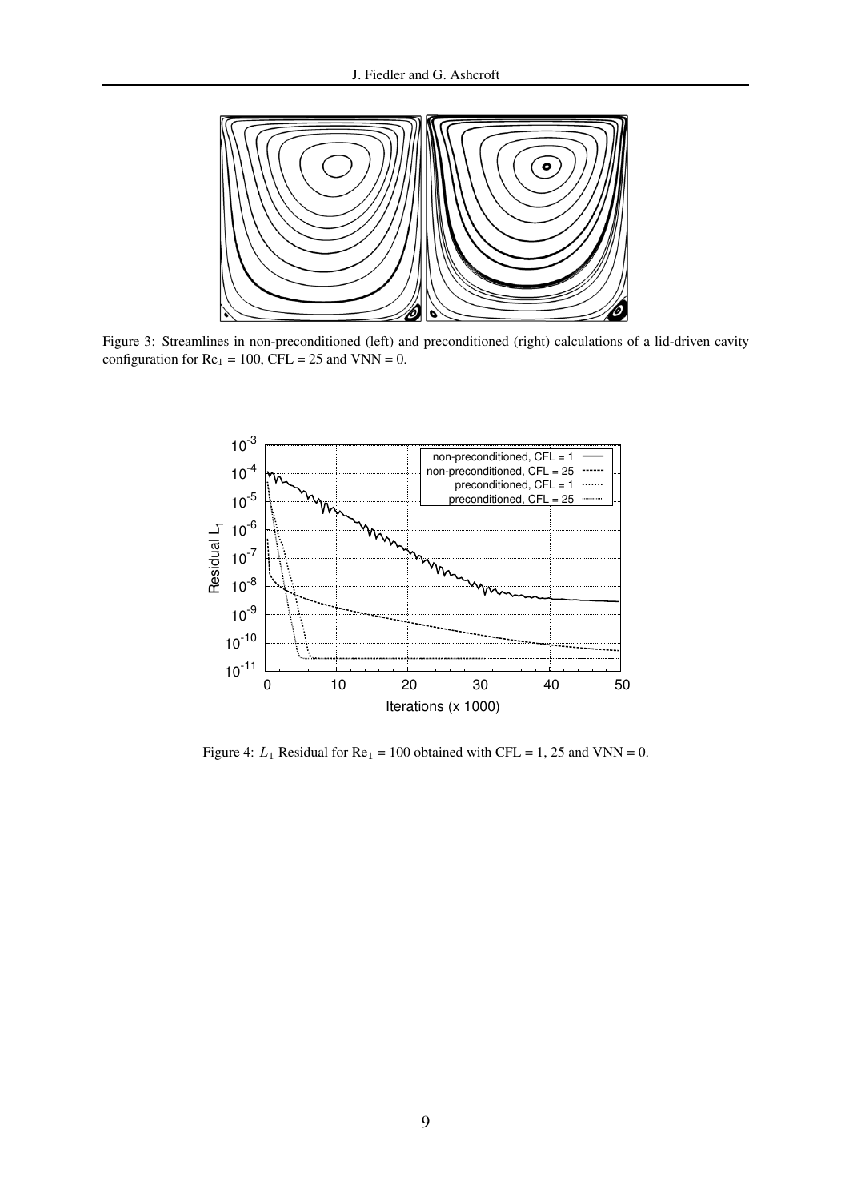Figure 3: Streamlines in non-preconditioned (left) and preconditioned (right) calculations of a lid-driven cavity configuration for $Re_1$ = 100, CFL = 25 and VNN = 0.

Figure 4: $L_1$ Residual for $Re_1$ = 100 obtained with CFL = 1, 25 and VNN = 0.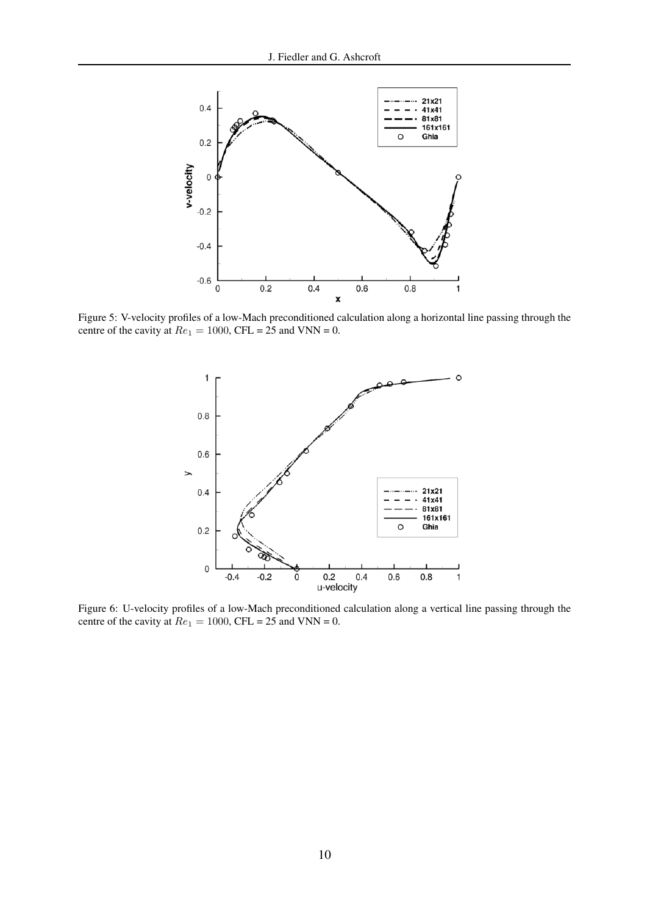Figure 5: V-velocity profiles of a low-Mach preconditioned calculation along a horizontal line passing through the centre of the cavity at $Re_1 = 1000$, CFL = 25 and VNN = 0.

Figure 6: U-velocity profiles of a low-Mach preconditioned calculation along a vertical line passing through the centre of the cavity at $Re_1 = 1000$, CFL = 25 and VNN = 0.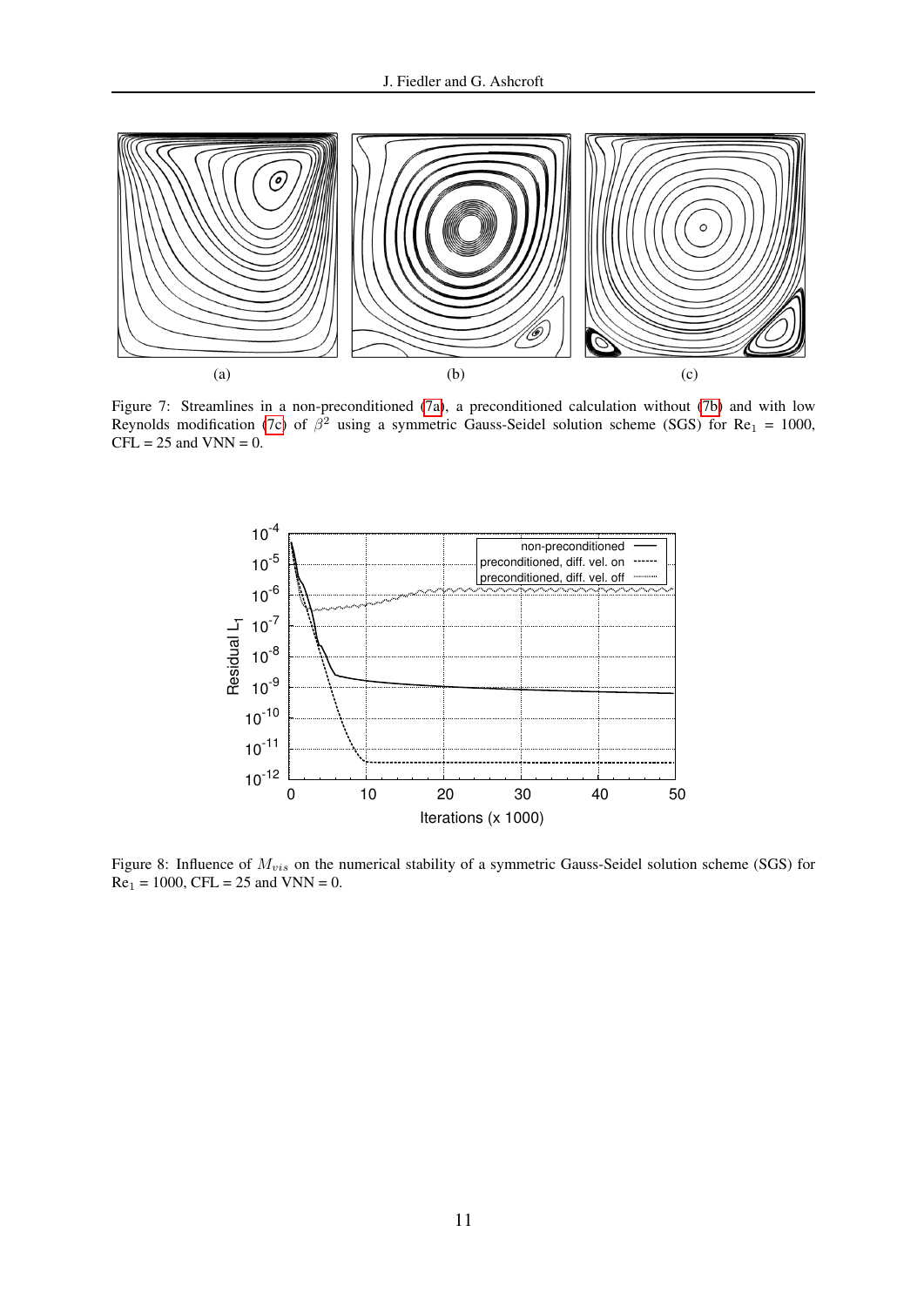(a) (b) (c)

Figure 7: Streamlines in a non-preconditioned (7a), a preconditioned calculation without (7b) and with low Reynolds modification (7c) of $\beta^2$ using a symmetric Gauss-Seidel solution scheme (SGS) for $\mathrm{Re}_1$ = 1000, CFL = 25 and VNN = 0.

Figure 8: Influence of $M_{vis}$ on the numerical stability of a symmetric Gauss-Seidel solution scheme (SGS) for $\mathrm{Re}_1$ = 1000, CFL = 25 and VNN = 0.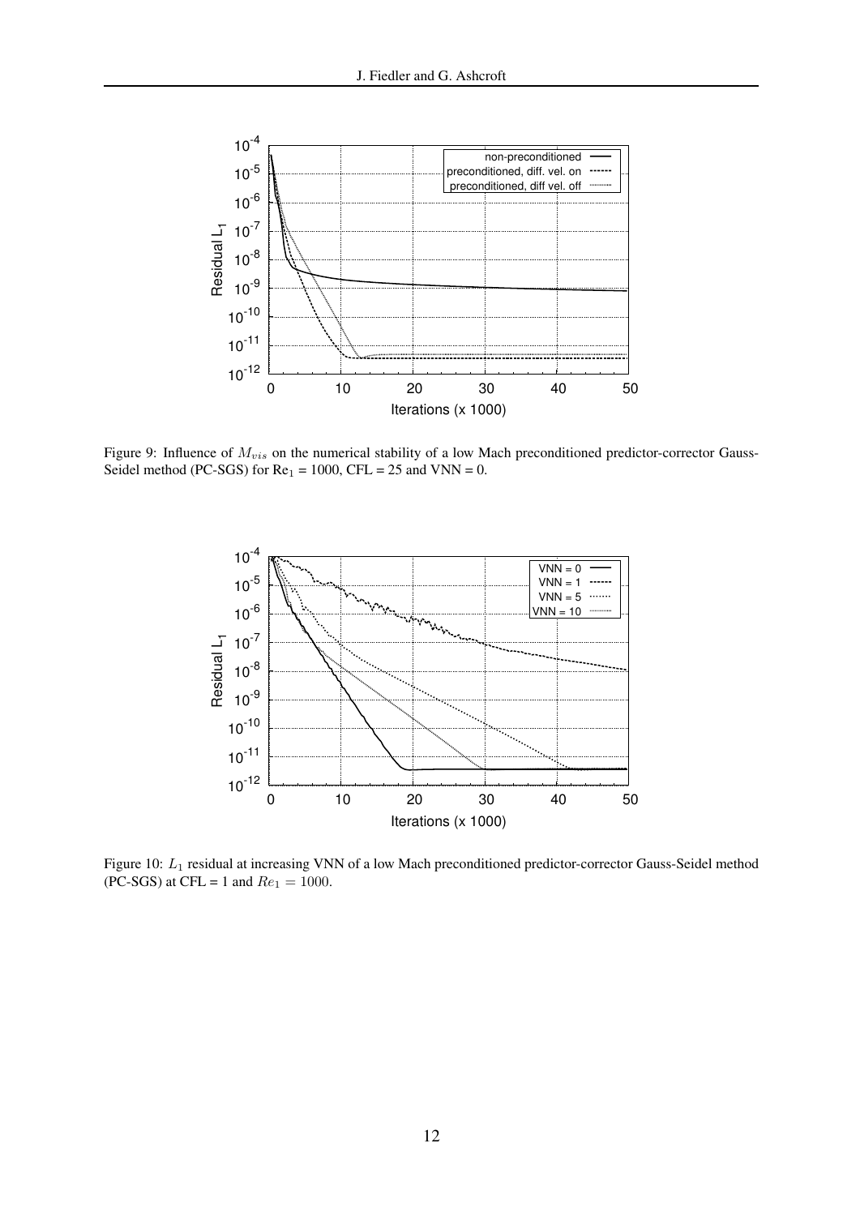Figure 9: Influence of $M_{vis}$ on the numerical stability of a low Mach preconditioned predictor-corrector Gauss-Seidel method (PC-SGS) for $\mathrm{Re}_1$ = 1000, CFL = 25 and VNN = 0.

Figure 10: $L_1$ residual at increasing VNN of a low Mach preconditioned predictor-corrector Gauss-Seidel method (PC-SGS) at CFL = 1 and $Re_1 = 1000$.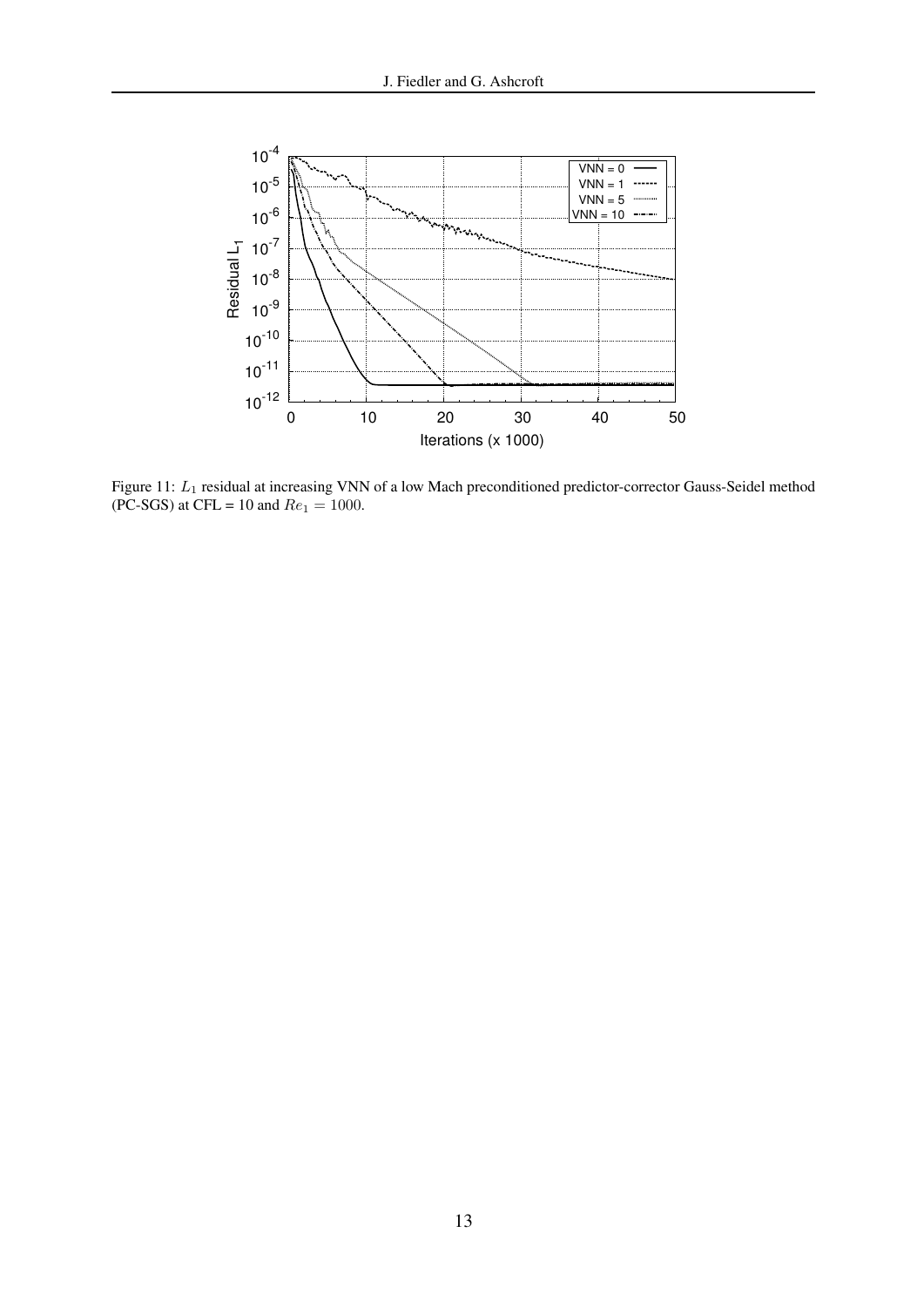$10^{-4}$
$10^{-5}$
$10^{-6}$
$10^{-7}$
$10^{-8}$
$10^{-9}$
$10^{-10}$
$10^{-11}$
$10^{-12}$

Residual $L_1$

0
10
20
30
40
50

Iterations (x 1000)

VNN = 0
VNN = 1
VNN = 5
VNN = 10

Figure 11: $L_1$ residual at increasing VNN of a low Mach preconditioned predictor-corrector Gauss-Seidel method (PC-SGS) at CFL = 10 and $Re_1 = 1000$.